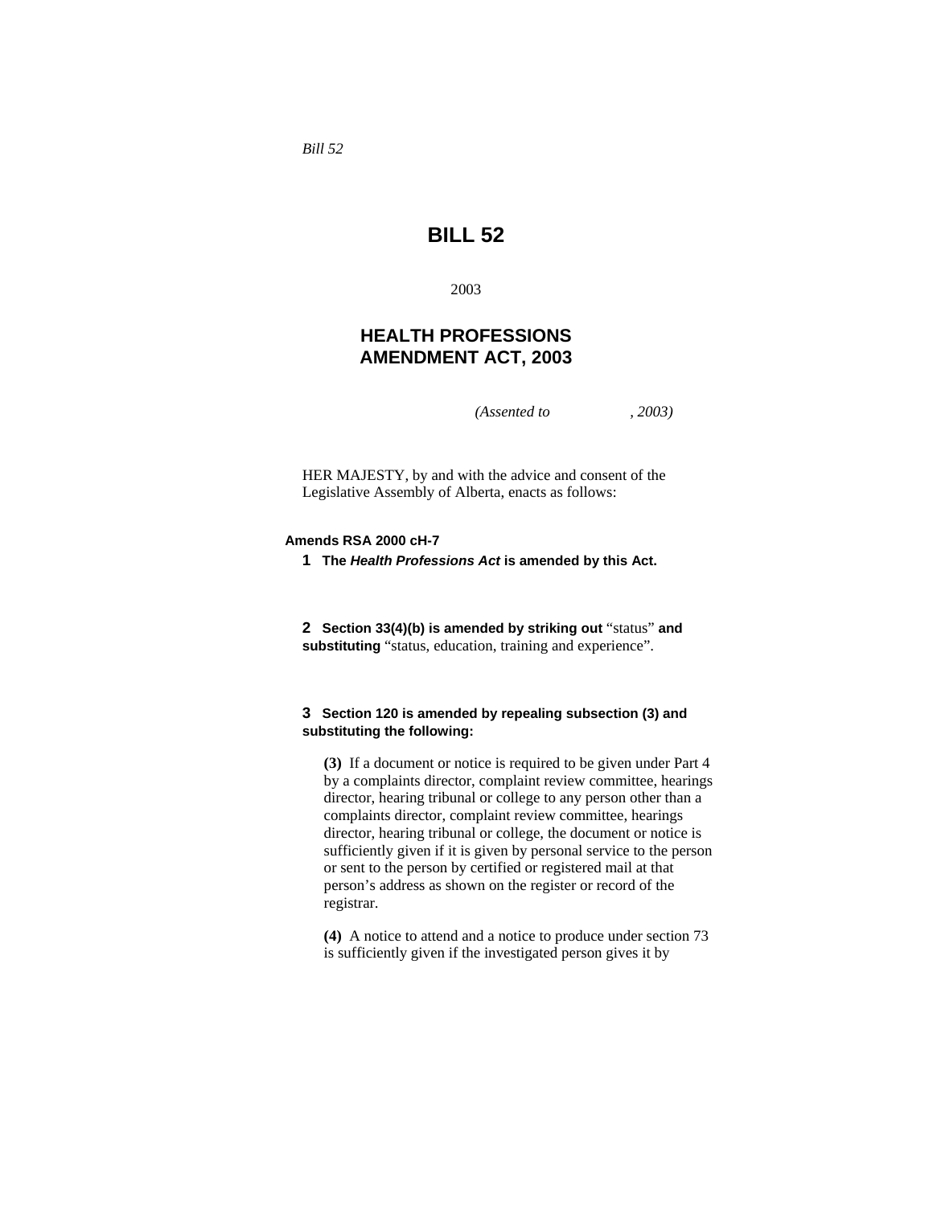*Bill 52*

# BILL 52

2003

## HEALTH PROFESSIONS AMENDMENT ACT, 2003

*(Assented to , 2003)*

HER MAJESTY, by and with the advice and consent of the Legislative Assembly of Alberta, enacts as follows:

**Amends RSA 2000 cH-7**

**1** **The *Health Professions Act* is amended by this Act.**

**2** **Section 33(4)(b) is amended by striking out** "status" **and substituting** "status, education, training and experience".

**3** **Section 120 is amended by repealing subsection (3) and substituting the following:**

**(3)** If a document or notice is required to be given under Part 4 by a complaints director, complaint review committee, hearings director, hearing tribunal or college to any person other than a complaints director, complaint review committee, hearings director, hearing tribunal or college, the document or notice is sufficiently given if it is given by personal service to the person or sent to the person by certified or registered mail at that person's address as shown on the register or record of the registrar.

**(4)** A notice to attend and a notice to produce under section 73 is sufficiently given if the investigated person gives it by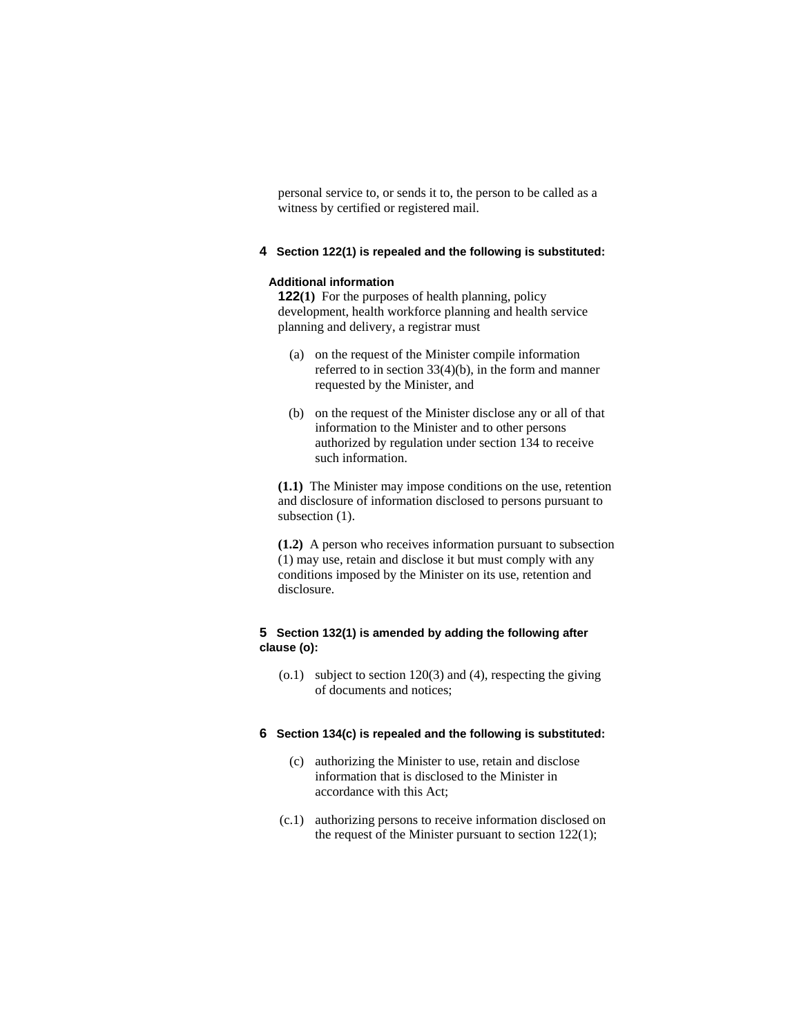personal service to, or sends it to, the person to be called as a witness by certified or registered mail.

**4 Section 122(1) is repealed and the following is substituted:**

**Additional information**

**122(1)** For the purposes of health planning, policy development, health workforce planning and health service planning and delivery, a registrar must

(a) on the request of the Minister compile information referred to in section 33(4)(b), in the form and manner requested by the Minister, and

(b) on the request of the Minister disclose any or all of that information to the Minister and to other persons authorized by regulation under section 134 to receive such information.

**(1.1)** The Minister may impose conditions on the use, retention and disclosure of information disclosed to persons pursuant to subsection (1).

**(1.2)** A person who receives information pursuant to subsection (1) may use, retain and disclose it but must comply with any conditions imposed by the Minister on its use, retention and disclosure.

**5 Section 132(1) is amended by adding the following after clause (o):**

(o.1) subject to section 120(3) and (4), respecting the giving of documents and notices;

**6 Section 134(c) is repealed and the following is substituted:**

(c) authorizing the Minister to use, retain and disclose information that is disclosed to the Minister in accordance with this Act;

(c.1) authorizing persons to receive information disclosed on the request of the Minister pursuant to section 122(1);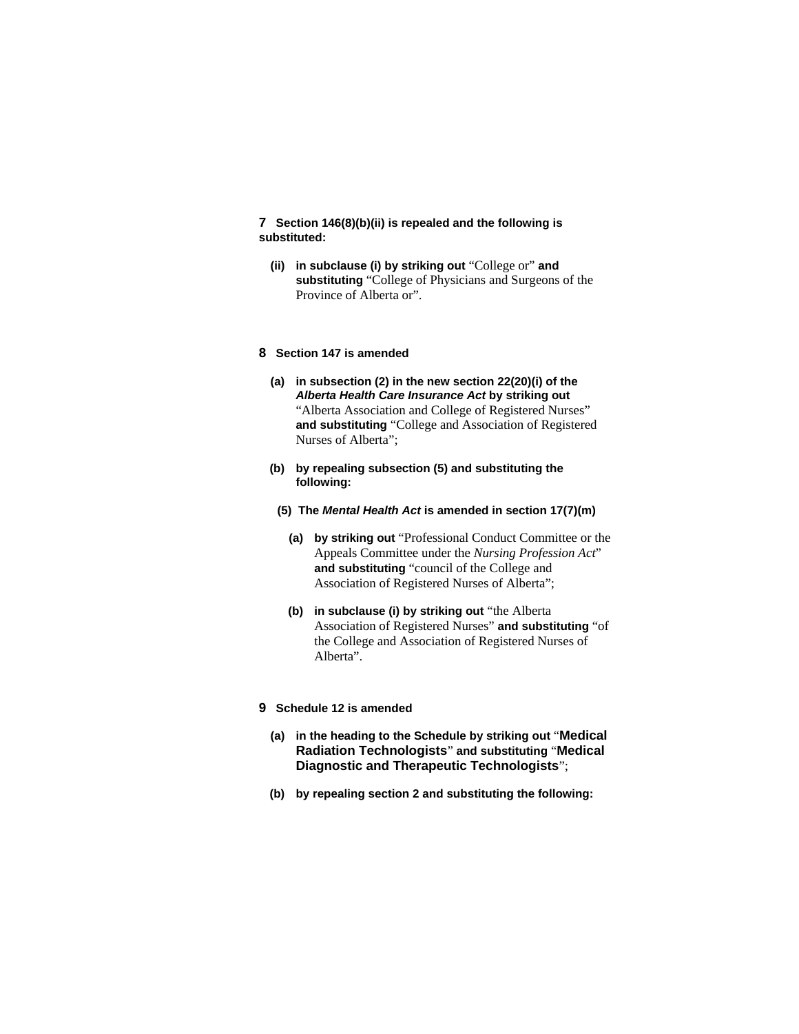**7 Section 146(8)(b)(ii) is repealed and the following is substituted:**

**(ii) in subclause (i) by striking out** "College or" **and substituting** "College of Physicians and Surgeons of the Province of Alberta or".

**8 Section 147 is amended**

**(a) in subsection (2) in the new section 22(20)(i) of the *Alberta Health Care Insurance Act* by striking out** "Alberta Association and College of Registered Nurses" **and substituting** "College and Association of Registered Nurses of Alberta";

**(b) by repealing subsection (5) and substituting the following:**

**(5) The *Mental Health Act* is amended in section 17(7)(m)**

**(a) by striking out** "Professional Conduct Committee or the Appeals Committee under the *Nursing Profession Act*" **and substituting** "council of the College and Association of Registered Nurses of Alberta";

**(b) in subclause (i) by striking out** "the Alberta Association of Registered Nurses" **and substituting** "of the College and Association of Registered Nurses of Alberta".

**9 Schedule 12 is amended**

**(a) in the heading to the Schedule by striking out** "**Medical Radiation Technologists**" **and substituting** "**Medical Diagnostic and Therapeutic Technologists**";

**(b) by repealing section 2 and substituting the following:**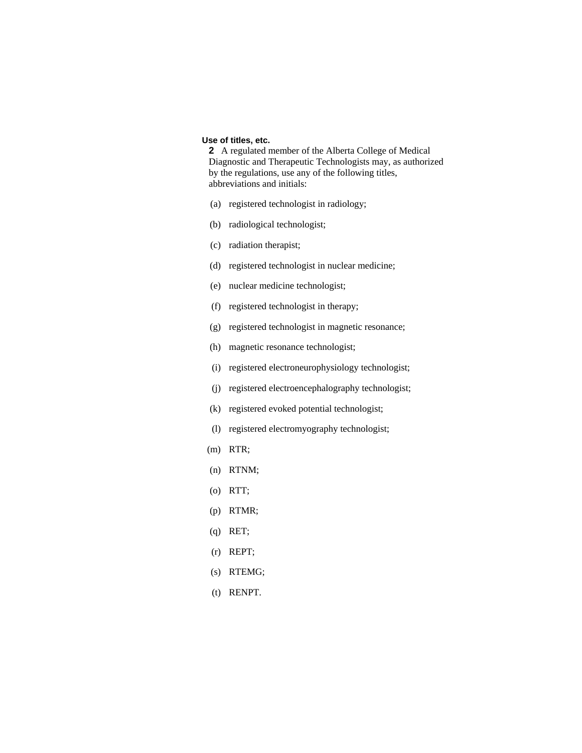**Use of titles, etc.**

**2** A regulated member of the Alberta College of Medical Diagnostic and Therapeutic Technologists may, as authorized by the regulations, use any of the following titles, abbreviations and initials:

(a) registered technologist in radiology;

(b) radiological technologist;

(c) radiation therapist;

(d) registered technologist in nuclear medicine;

(e) nuclear medicine technologist;

(f) registered technologist in therapy;

(g) registered technologist in magnetic resonance;

(h) magnetic resonance technologist;

(i) registered electroneurophysiology technologist;

(j) registered electroencephalography technologist;

(k) registered evoked potential technologist;

(l) registered electromyography technologist;

(m) RTR;

(n) RTNM;

(o) RTT;

(p) RTMR;

(q) RET;

(r) REPT;

(s) RTEMG;

(t) RENPT.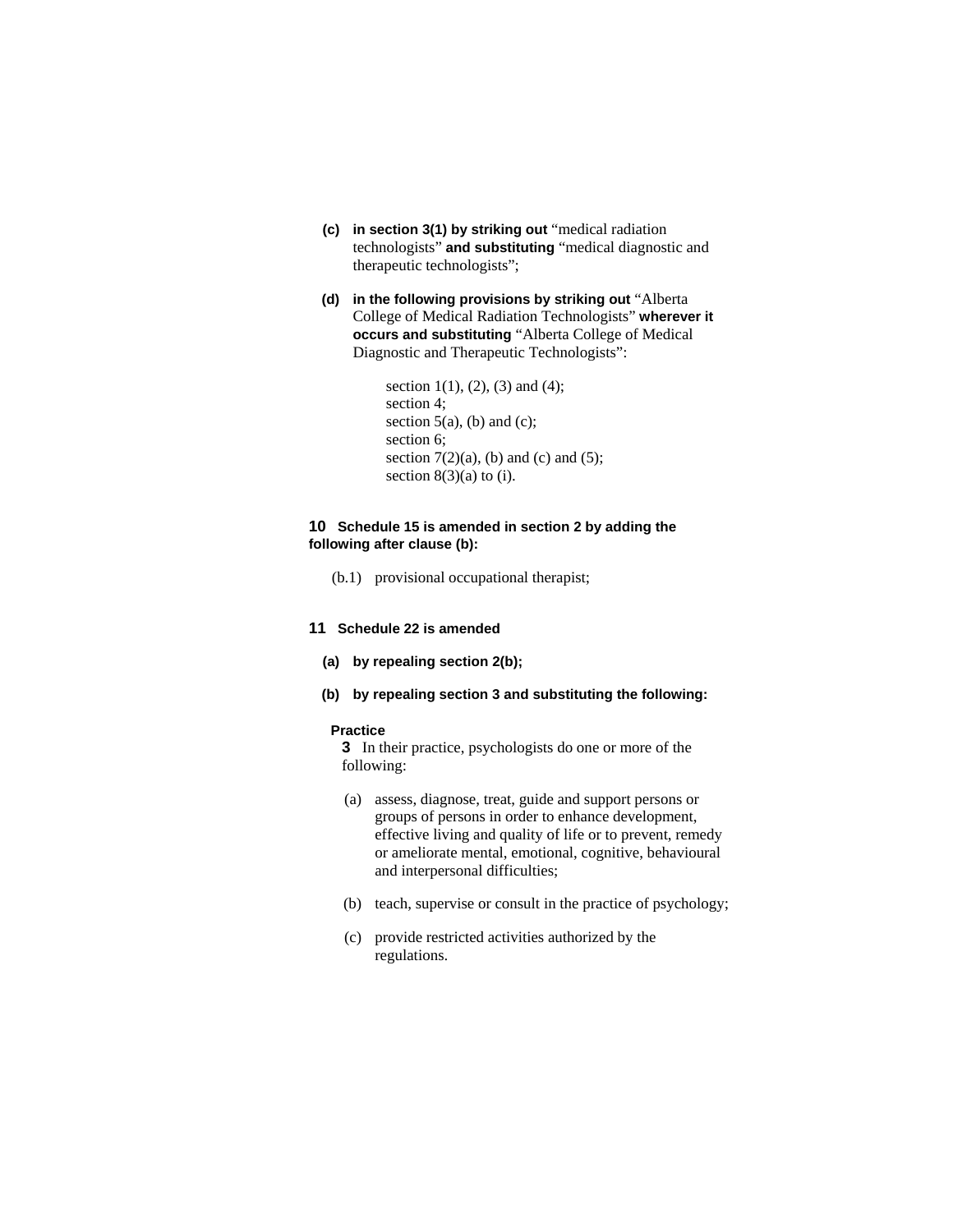**(c)** **in section 3(1) by striking out** "medical radiation technologists" **and substituting** "medical diagnostic and therapeutic technologists";

**(d)** **in the following provisions by striking out** "Alberta College of Medical Radiation Technologists" **wherever it occurs and substituting** "Alberta College of Medical Diagnostic and Therapeutic Technologists":

> section 1(1), (2), (3) and (4);
> section 4;
> section 5(a), (b) and (c);
> section 6;
> section 7(2)(a), (b) and (c) and (5);
> section 8(3)(a) to (i).

**10** **Schedule 15 is amended in section 2 by adding the following after clause (b):**

> (b.1) provisional occupational therapist;

**11** **Schedule 22 is amended**

**(a)** **by repealing section 2(b);**

**(b)** **by repealing section 3 and substituting the following:**

**Practice**

**3** In their practice, psychologists do one or more of the following:

(a) assess, diagnose, treat, guide and support persons or groups of persons in order to enhance development, effective living and quality of life or to prevent, remedy or ameliorate mental, emotional, cognitive, behavioural and interpersonal difficulties;

(b) teach, supervise or consult in the practice of psychology;

(c) provide restricted activities authorized by the regulations.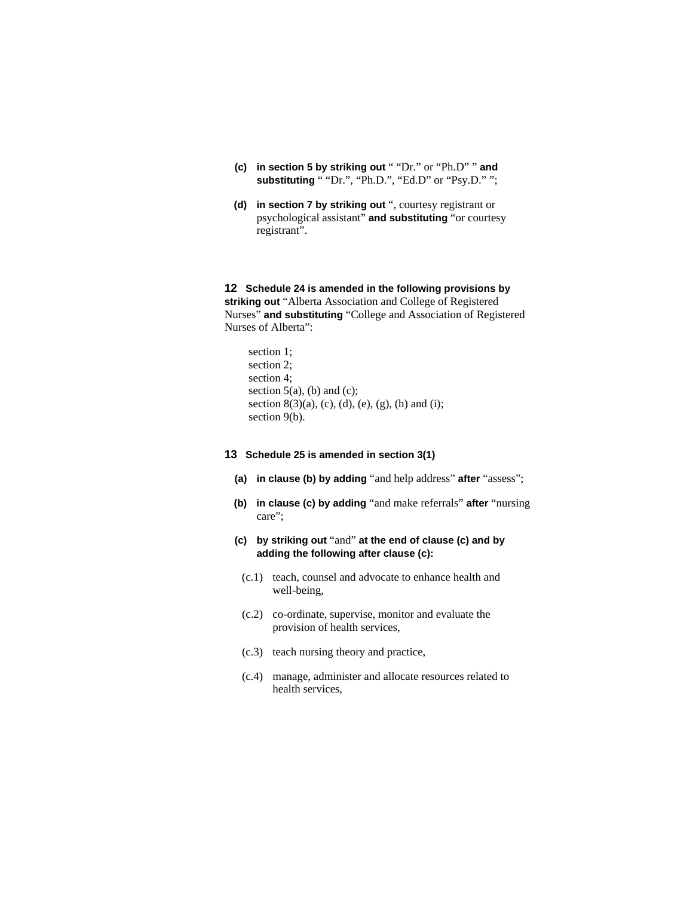**(c)** **in section 5 by striking out** " "Dr." or "Ph.D" " **and substituting** " "Dr.", "Ph.D.", "Ed.D" or "Psy.D." ";

**(d)** **in section 7 by striking out** ", courtesy registrant or psychological assistant" **and substituting** "or courtesy registrant".

**12** **Schedule 24 is amended in the following provisions by striking out** "Alberta Association and College of Registered Nurses" **and substituting** "College and Association of Registered Nurses of Alberta":

section 1;
section 2;
section 4;
section 5(a), (b) and (c);
section 8(3)(a), (c), (d), (e), (g), (h) and (i);
section 9(b).

**13** **Schedule 25 is amended in section 3(1)**

**(a)** **in clause (b) by adding** "and help address" **after** "assess";

**(b)** **in clause (c) by adding** "and make referrals" **after** "nursing care";

**(c)** **by striking out** "and" **at the end of clause (c) and by adding the following after clause (c):**

(c.1) teach, counsel and advocate to enhance health and well-being,

(c.2) co-ordinate, supervise, monitor and evaluate the provision of health services,

(c.3) teach nursing theory and practice,

(c.4) manage, administer and allocate resources related to health services,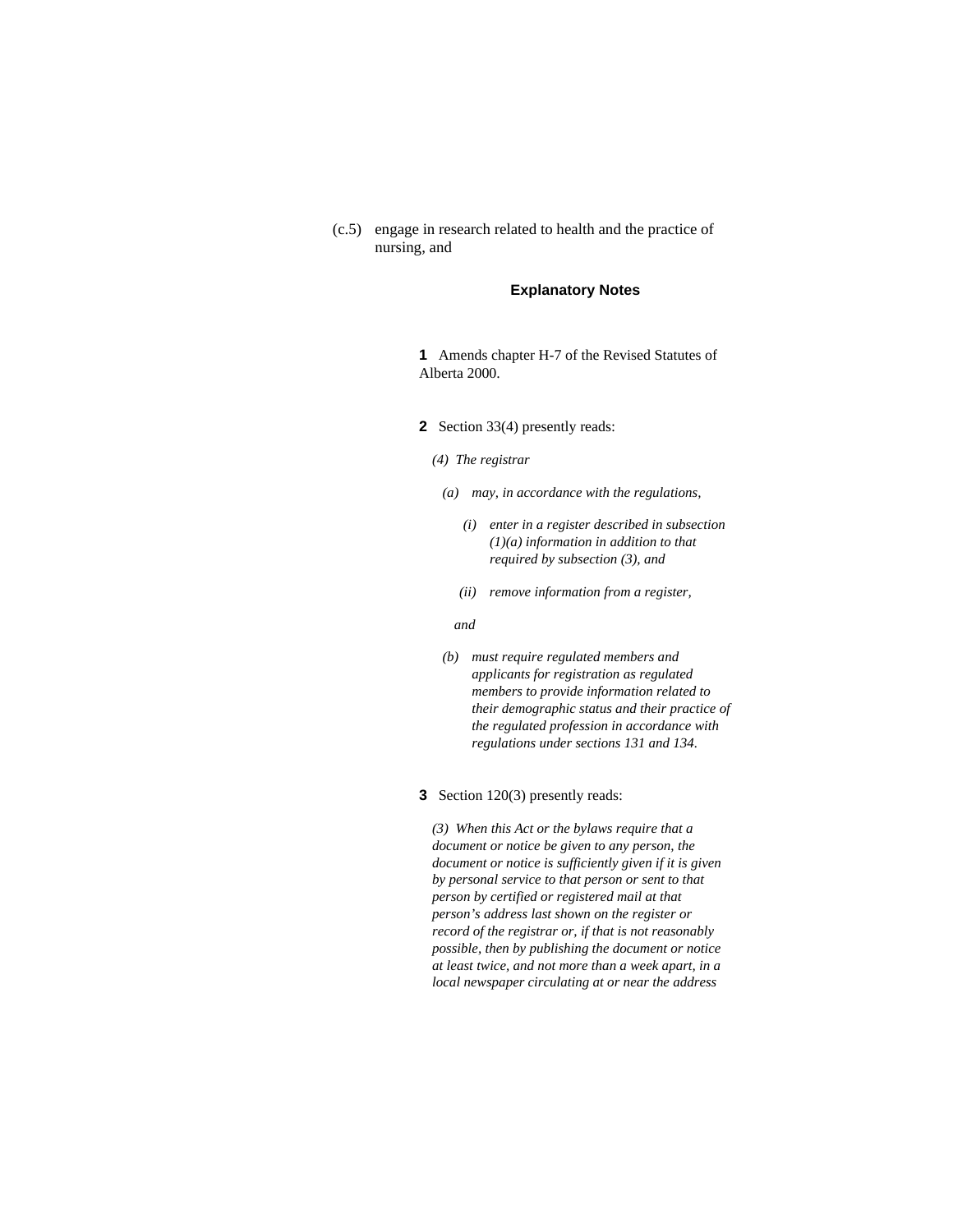(c.5) engage in research related to health and the practice of nursing, and

### Explanatory Notes

**1** Amends chapter H-7 of the Revised Statutes of Alberta 2000.

**2** Section 33(4) presently reads:

*(4) The registrar*

*(a) may, in accordance with the regulations,*

*(i) enter in a register described in subsection (1)(a) information in addition to that required by subsection (3), and*

*(ii) remove information from a register,*

*and*

*(b) must require regulated members and applicants for registration as regulated members to provide information related to their demographic status and their practice of the regulated profession in accordance with regulations under sections 131 and 134.*

**3** Section 120(3) presently reads:

*(3) When this Act or the bylaws require that a document or notice be given to any person, the document or notice is sufficiently given if it is given by personal service to that person or sent to that person by certified or registered mail at that person's address last shown on the register or record of the registrar or, if that is not reasonably possible, then by publishing the document or notice at least twice, and not more than a week apart, in a local newspaper circulating at or near the address*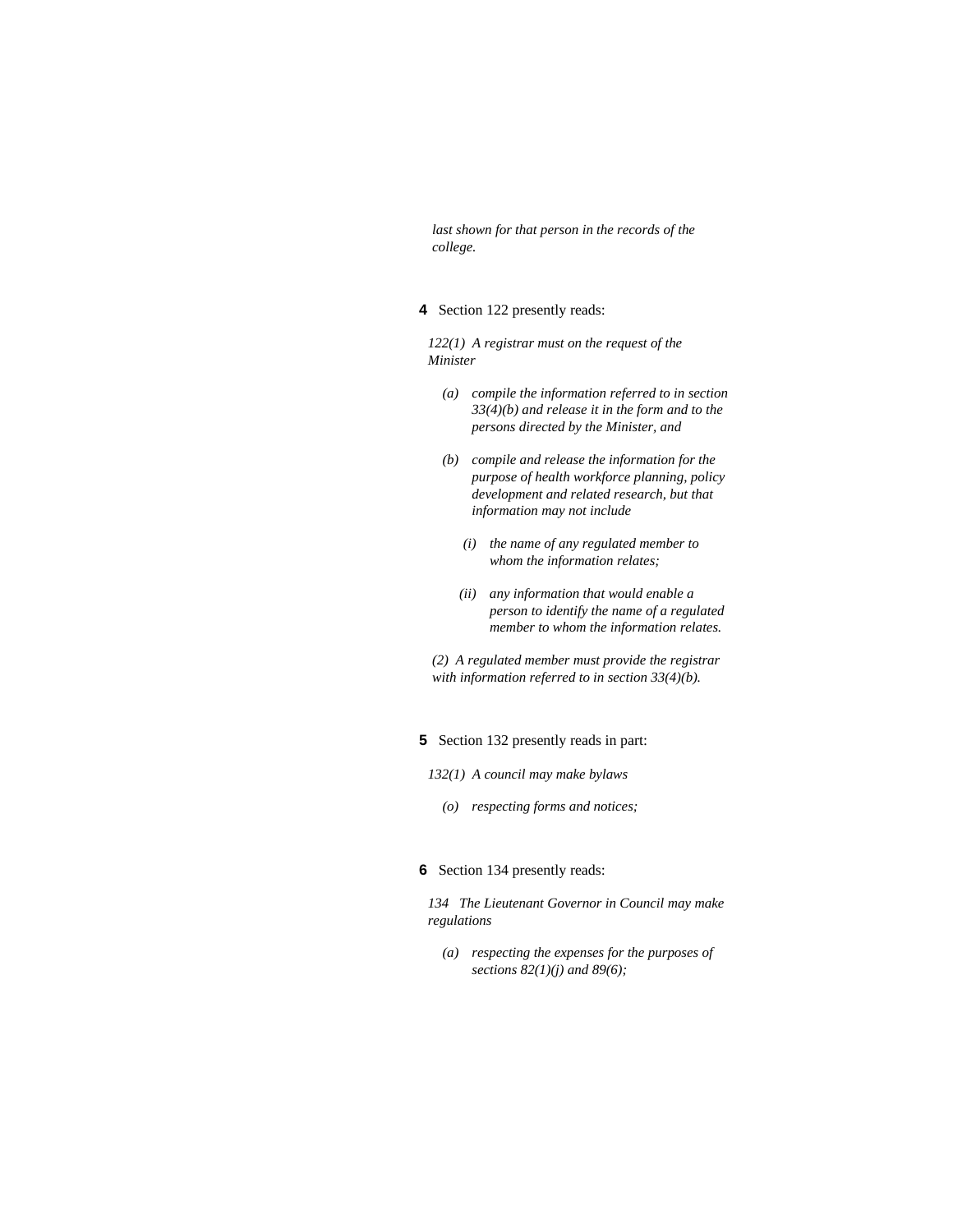*last shown for that person in the records of the college.*

**4** Section 122 presently reads:

*122(1) A registrar must on the request of the Minister*

*(a) compile the information referred to in section 33(4)(b) and release it in the form and to the persons directed by the Minister, and*

*(b) compile and release the information for the purpose of health workforce planning, policy development and related research, but that information may not include*

*(i) the name of any regulated member to whom the information relates;*

*(ii) any information that would enable a person to identify the name of a regulated member to whom the information relates.*

*(2) A regulated member must provide the registrar with information referred to in section 33(4)(b).*

**5** Section 132 presently reads in part:

*132(1) A council may make bylaws*

*(o) respecting forms and notices;*

**6** Section 134 presently reads:

*134 The Lieutenant Governor in Council may make regulations*

*(a) respecting the expenses for the purposes of sections 82(1)(j) and 89(6);*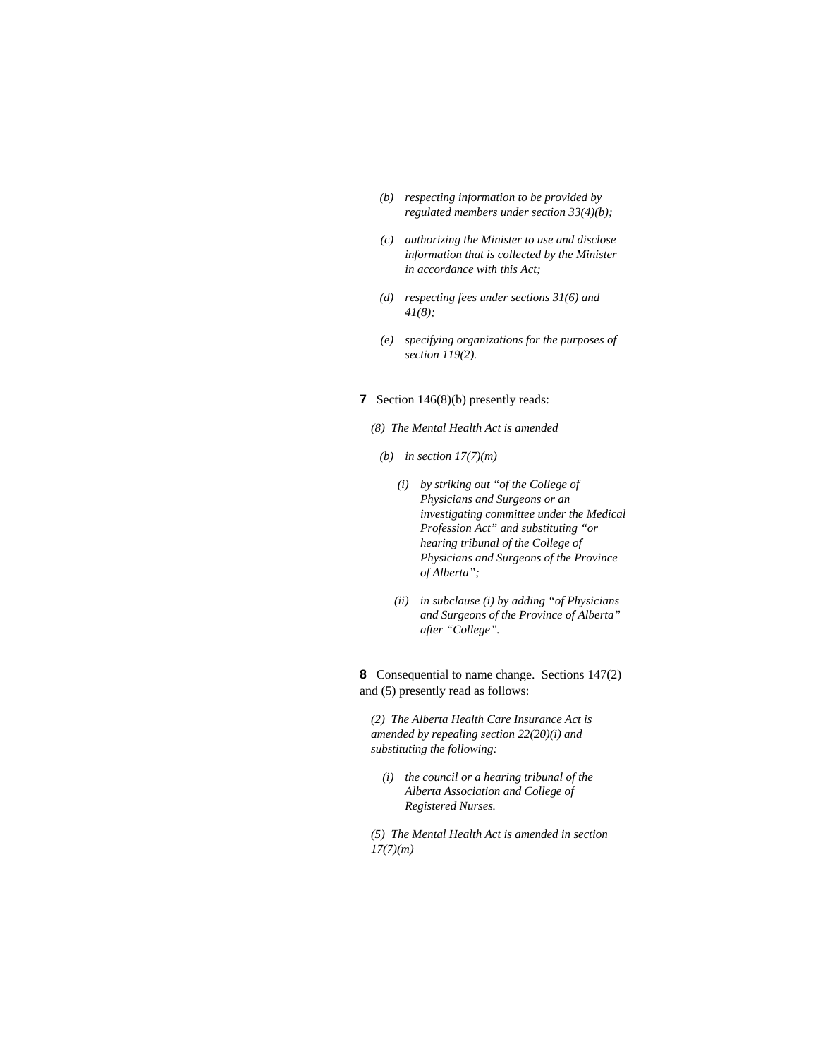*(b) respecting information to be provided by regulated members under section 33(4)(b);*

*(c) authorizing the Minister to use and disclose information that is collected by the Minister in accordance with this Act;*

*(d) respecting fees under sections 31(6) and 41(8);*

*(e) specifying organizations for the purposes of section 119(2).*

**7** Section 146(8)(b) presently reads:

*(8) The Mental Health Act is amended*

*(b) in section 17(7)(m)*

*(i) by striking out "of the College of Physicians and Surgeons or an investigating committee under the Medical Profession Act" and substituting "or hearing tribunal of the College of Physicians and Surgeons of the Province of Alberta";*

*(ii) in subclause (i) by adding "of Physicians and Surgeons of the Province of Alberta" after "College".*

**8** Consequential to name change. Sections 147(2) and (5) presently read as follows:

*(2) The Alberta Health Care Insurance Act is amended by repealing section 22(20)(i) and substituting the following:*

*(i) the council or a hearing tribunal of the Alberta Association and College of Registered Nurses.*

*(5) The Mental Health Act is amended in section 17(7)(m)*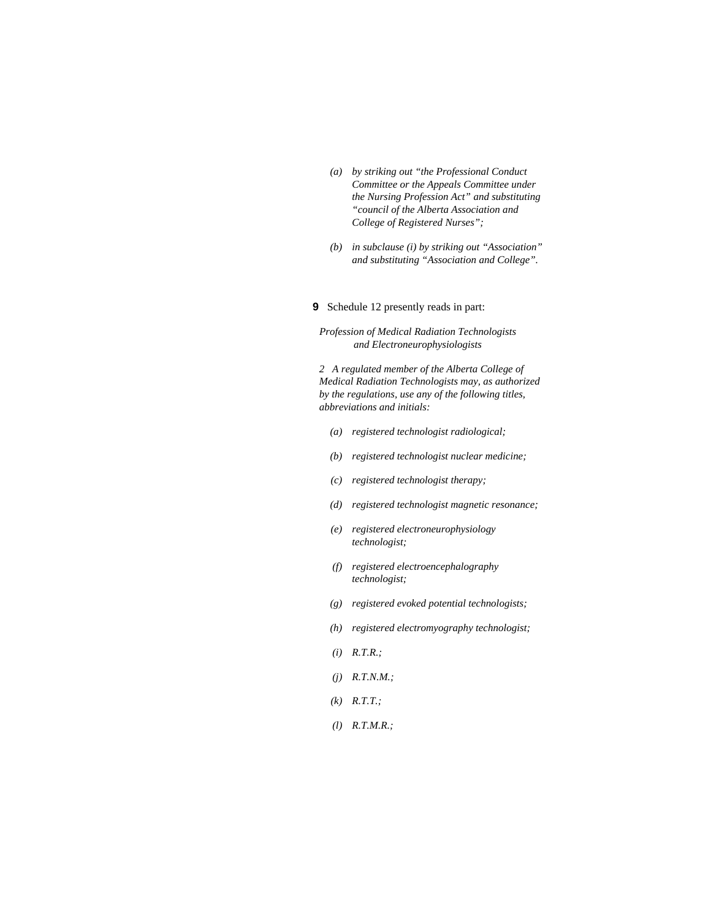*(a) by striking out "the Professional Conduct Committee or the Appeals Committee under the Nursing Profession Act" and substituting "council of the Alberta Association and College of Registered Nurses";*

*(b) in subclause (i) by striking out "Association" and substituting "Association and College".*

**9** Schedule 12 presently reads in part:

*Profession of Medical Radiation Technologists and Electroneurophysiologists*

*2 A regulated member of the Alberta College of Medical Radiation Technologists may, as authorized by the regulations, use any of the following titles, abbreviations and initials:*

*(a) registered technologist radiological;*

*(b) registered technologist nuclear medicine;*

*(c) registered technologist therapy;*

*(d) registered technologist magnetic resonance;*

*(e) registered electroneurophysiology technologist;*

*(f) registered electroencephalography technologist;*

*(g) registered evoked potential technologists;*

*(h) registered electromyography technologist;*

*(i) R.T.R.;*

*(j) R.T.N.M.;*

*(k) R.T.T.;*

*(l) R.T.M.R.;*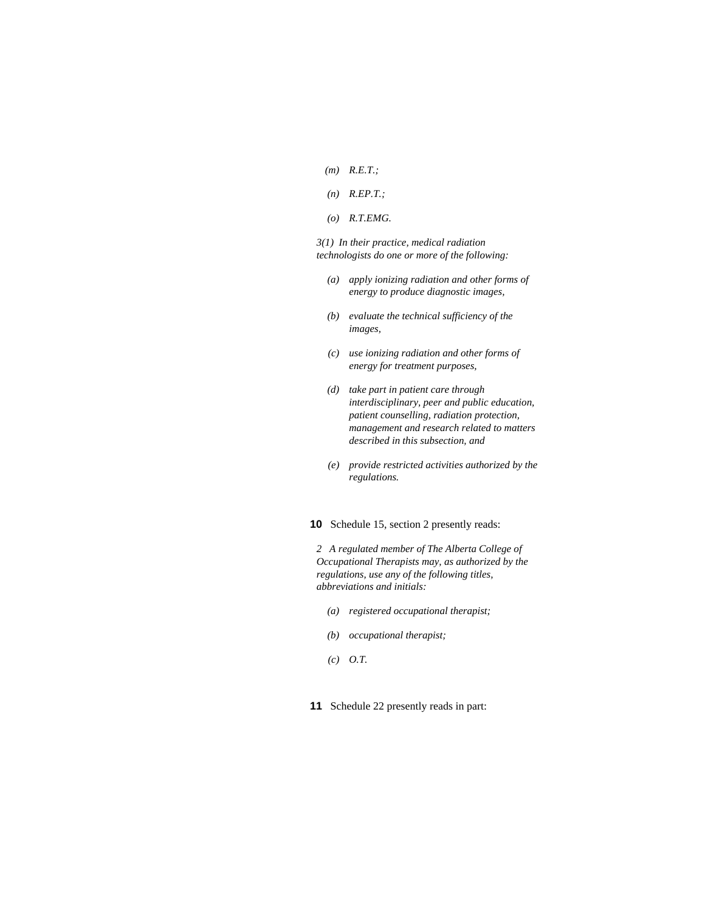*(m) R.E.T.;*

*(n) R.EP.T.;*

*(o) R.T.EMG.*

*3(1) In their practice, medical radiation technologists do one or more of the following:*

*(a) apply ionizing radiation and other forms of energy to produce diagnostic images,*

*(b) evaluate the technical sufficiency of the images,*

*(c) use ionizing radiation and other forms of energy for treatment purposes,*

*(d) take part in patient care through interdisciplinary, peer and public education, patient counselling, radiation protection, management and research related to matters described in this subsection, and*

*(e) provide restricted activities authorized by the regulations.*

**10** Schedule 15, section 2 presently reads:

*2 A regulated member of The Alberta College of Occupational Therapists may, as authorized by the regulations, use any of the following titles, abbreviations and initials:*

*(a) registered occupational therapist;*

*(b) occupational therapist;*

*(c) O.T.*

**11** Schedule 22 presently reads in part: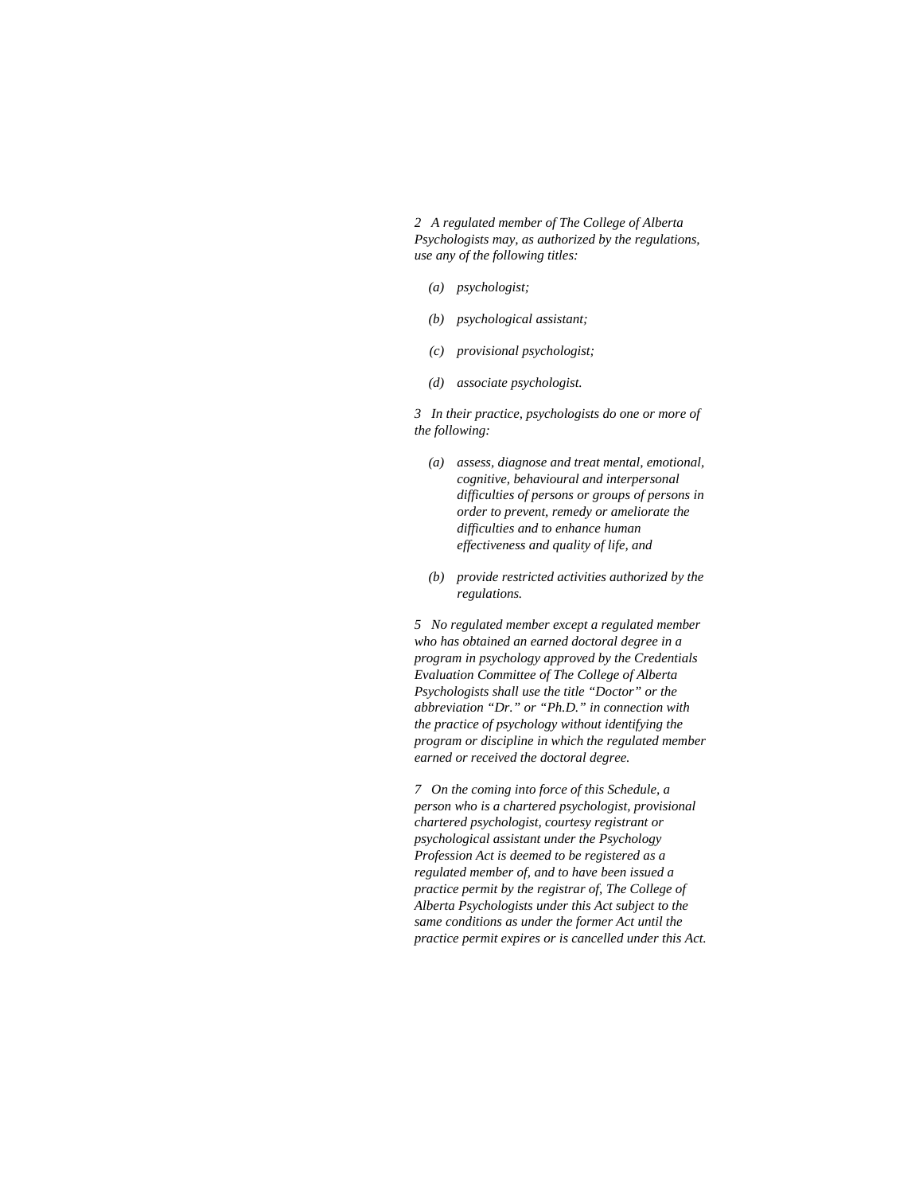*2 A regulated member of The College of Alberta Psychologists may, as authorized by the regulations, use any of the following titles:*

*(a) psychologist;*

*(b) psychological assistant;*

*(c) provisional psychologist;*

*(d) associate psychologist.*

*3 In their practice, psychologists do one or more of the following:*

*(a) assess, diagnose and treat mental, emotional, cognitive, behavioural and interpersonal difficulties of persons or groups of persons in order to prevent, remedy or ameliorate the difficulties and to enhance human effectiveness and quality of life, and*

*(b) provide restricted activities authorized by the regulations.*

*5 No regulated member except a regulated member who has obtained an earned doctoral degree in a program in psychology approved by the Credentials Evaluation Committee of The College of Alberta Psychologists shall use the title “Doctor” or the abbreviation “Dr.” or “Ph.D.” in connection with the practice of psychology without identifying the program or discipline in which the regulated member earned or received the doctoral degree.*

*7 On the coming into force of this Schedule, a person who is a chartered psychologist, provisional chartered psychologist, courtesy registrant or psychological assistant under the Psychology Profession Act is deemed to be registered as a regulated member of, and to have been issued a practice permit by the registrar of, The College of Alberta Psychologists under this Act subject to the same conditions as under the former Act until the practice permit expires or is cancelled under this Act.*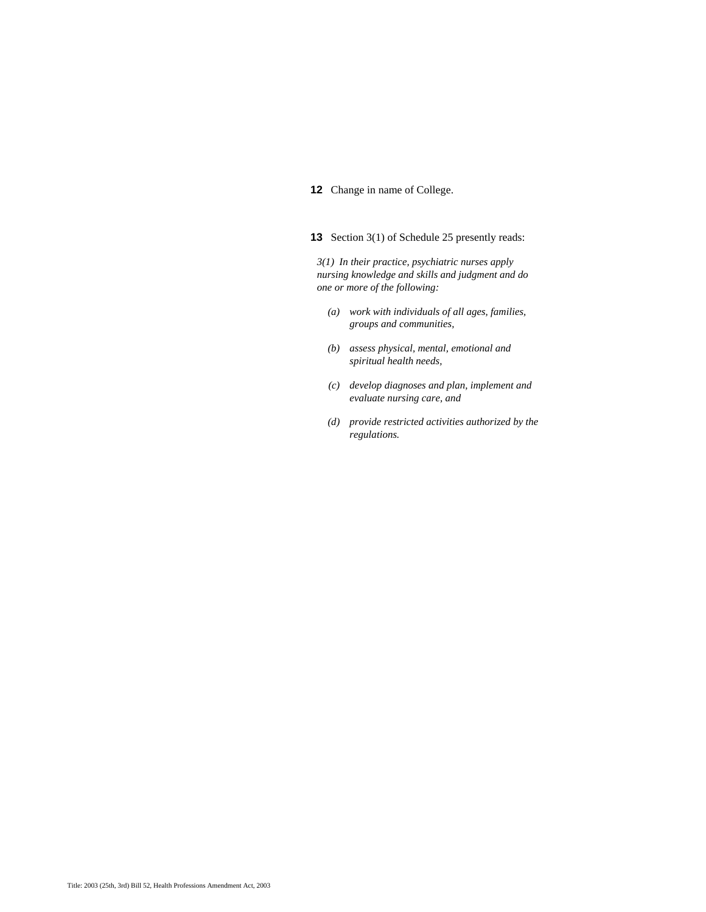**12** Change in name of College.

**13** Section 3(1) of Schedule 25 presently reads:

*3(1) In their practice, psychiatric nurses apply nursing knowledge and skills and judgment and do one or more of the following:*

*(a) work with individuals of all ages, families, groups and communities,*

*(b) assess physical, mental, emotional and spiritual health needs,*

*(c) develop diagnoses and plan, implement and evaluate nursing care, and*

*(d) provide restricted activities authorized by the regulations.*